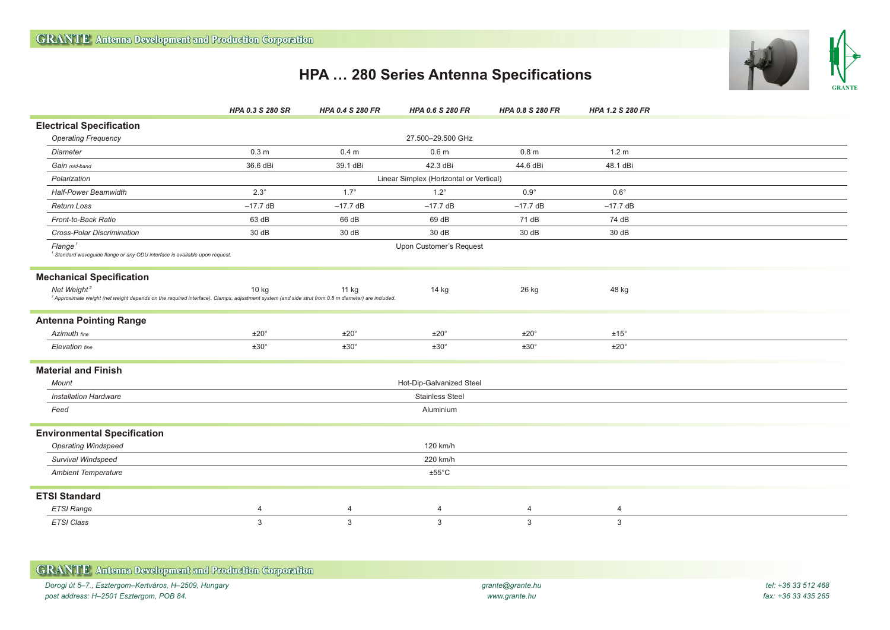# HPA … 280 Series Antenna Specifications

| | HPA 0.3 S 280 SR | HPA 0.4 S 280 FR | HPA 0.6 S 280 FR | HPA 0.8 S 280 FR | HPA 1.2 S 280 FR |
|---|---|---|---|---|---|
| **Electrical Specification** | | | | | |
| *Operating Frequency* | 27.500–29.500 GHz | | | | |
| *Diameter* | 0.3 m | 0.4 m | 0.6 m | 0.8 m | 1.2 m |
| *Gain mid-band* | 36.6 dBi | 39.1 dBi | 42.3 dBi | 44.6 dBi | 48.1 dBi |
| *Polarization* | Linear Simplex (Horizontal or Vertical) | | | | |
| *Half-Power Beamwidth* | 2.3° | 1.7° | 1.2° | 0.9° | 0.6° |
| *Return Loss* | –17.7 dB | –17.7 dB | –17.7 dB | –17.7 dB | –17.7 dB |
| *Front-to-Back Ratio* | 63 dB | 66 dB | 69 dB | 71 dB | 74 dB |
| *Cross-Polar Discrimination* | 30 dB | 30 dB | 30 dB | 30 dB | 30 dB |
| *Flange* [1] | Upon Customer's Request | | | | |
| **Mechanical Specification** | | | | | |
| *Net Weight* [2] | 10 kg | 11 kg | 14 kg | 26 kg | 48 kg |
| **Antenna Pointing Range** | | | | | |
| *Azimuth fine* | ±20° | ±20° | ±20° | ±20° | ±15° |
| *Elevation fine* | ±30° | ±30° | ±30° | ±30° | ±20° |
| **Material and Finish** | | | | | |
| *Mount* | Hot-Dip-Galvanized Steel | | | | |
| *Installation Hardware* | Stainless Steel | | | | |
| *Feed* | Aluminium | | | | |
| **Environmental Specification** | | | | | |
| *Operating Windspeed* | 120 km/h | | | | |
| *Survival Windspeed* | 220 km/h | | | | |
| *Ambient Temperature* | ±55°C | | | | |
| **ETSI Standard** | | | | | |
| *ETSI Range* | 4 | 4 | 4 | 4 | 4 |
| *ETSI Class* | 3 | 3 | 3 | 3 | 3 |

[1] Standard waveguide flange or any ODU interface is available upon request.

[2] Approximate weight (net weight depends on the required interface). Clamps, adjustment system (and side strut from 0.8 m diameter) are included.

**GRANTE Antenna Development and Production Corporation**

*Dorogi út 5–7., Esztergom–Kertváros, H–2509, Hungary*
*post address: H–2501 Esztergom, POB 84.*

*grante@grante.hu*
*www.grante.hu*

*tel: +36 33 512 468*
*fax: +36 33 435 265*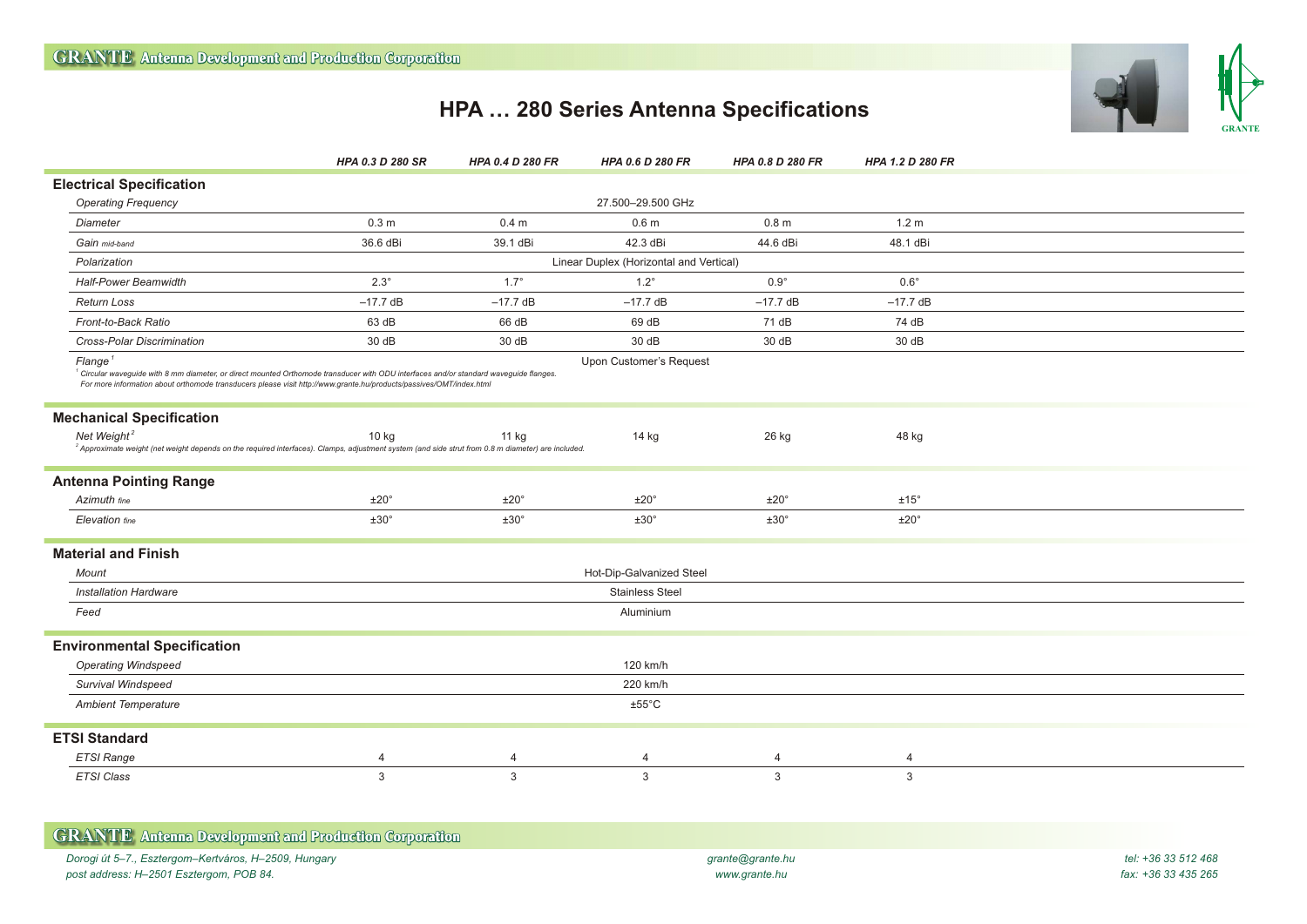# HPA … 280 Series Antenna Specifications

| | HPA 0.3 D 280 SR | HPA 0.4 D 280 FR | HPA 0.6 D 280 FR | HPA 0.8 D 280 FR | HPA 1.2 D 280 FR |
|---|---|---|---|---|---|
| **Electrical Specification** | | | | | |
| *Operating Frequency* | 27.500–29.500 GHz | | | | |
| *Diameter* | 0.3 m | 0.4 m | 0.6 m | 0.8 m | 1.2 m |
| *Gain mid-band* | 36.6 dBi | 39.1 dBi | 42.3 dBi | 44.6 dBi | 48.1 dBi |
| *Polarization* | Linear Duplex (Horizontal and Vertical) | | | | |
| *Half-Power Beamwidth* | 2.3° | 1.7° | 1.2° | 0.9° | 0.6° |
| *Return Loss* | –17.7 dB | –17.7 dB | –17.7 dB | –17.7 dB | –17.7 dB |
| *Front-to-Back Ratio* | 63 dB | 66 dB | 69 dB | 71 dB | 74 dB |
| *Cross-Polar Discrimination* | 30 dB | 30 dB | 30 dB | 30 dB | 30 dB |
| *Flange* [1] | Upon Customer's Request | | | | |
| **Mechanical Specification** | | | | | |
| *Net Weight* [2] | 10 kg | 11 kg | 14 kg | 26 kg | 48 kg |
| **Antenna Pointing Range** | | | | | |
| *Azimuth fine* | ±20° | ±20° | ±20° | ±20° | ±15° |
| *Elevation fine* | ±30° | ±30° | ±30° | ±30° | ±20° |
| **Material and Finish** | | | | | |
| *Mount* | Hot-Dip-Galvanized Steel | | | | |
| *Installation Hardware* | Stainless Steel | | | | |
| *Feed* | Aluminium | | | | |
| **Environmental Specification** | | | | | |
| *Operating Windspeed* | 120 km/h | | | | |
| *Survival Windspeed* | 220 km/h | | | | |
| *Ambient Temperature* | ±55°C | | | | |
| **ETSI Standard** | | | | | |
| *ETSI Range* | 4 | 4 | 4 | 4 | 4 |
| *ETSI Class* | 3 | 3 | 3 | 3 | 3 |

[1] *Circular waveguide with 8 mm diameter, or direct mounted Orthomode transducer with ODU interfaces and/or standard waveguide flanges. For more information about orthomode transducers please visit http://www.grante.hu/products/passives/OMT/index.html*

[2] *Approximate weight (net weight depends on the required interfaces). Clamps, adjustment system (and side strut from 0.8 m diameter) are included.*

**GRANTE Antenna Development and Production Corporation**

*Dorogi út 5–7., Esztergom–Kertváros, H–2509, Hungary*
*post address: H–2501 Esztergom, POB 84.*

*grante@grante.hu*
*www.grante.hu*

*tel: +36 33 512 468*
*fax: +36 33 435 265*